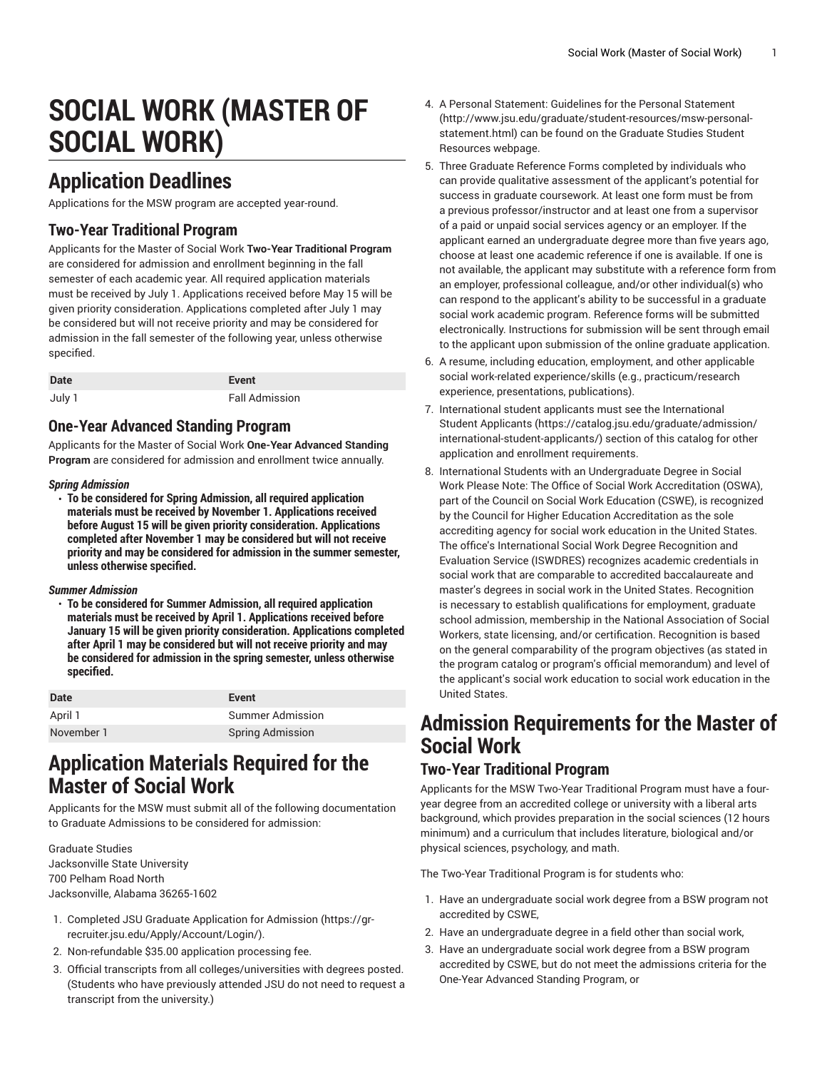# SOCIAL WORK (MASTER OF SOCIAL WORK)

## Application Deadlines

Applications for the MSW program are accepted year-round.

### Two-Year Traditional Program

Applicants for the Master of Social Work **Two-Year Traditional Program** are considered for admission and enrollment beginning in the fall semester of each academic year. All required application materials must be received by July 1. Applications received before May 15 will be given priority consideration. Applications completed after July 1 may be considered but will not receive priority and may be considered for admission in the fall semester of the following year, unless otherwise specified.

| Date | Event |
| --- | --- |
| July 1 | Fall Admission |

### One-Year Advanced Standing Program

Applicants for the Master of Social Work **One-Year Advanced Standing Program** are considered for admission and enrollment twice annually.

***Spring Admission***

- **To be considered for Spring Admission, all required application materials must be received by November 1. Applications received before August 15 will be given priority consideration. Applications completed after November 1 may be considered but will not receive priority and may be considered for admission in the summer semester, unless otherwise specified.**

***Summer Admission***

- **To be considered for Summer Admission, all required application materials must be received by April 1. Applications received before January 15 will be given priority consideration. Applications completed after April 1 may be considered but will not receive priority and may be considered for admission in the spring semester, unless otherwise specified.**

| Date | Event |
| --- | --- |
| April 1 | Summer Admission |
| November 1 | Spring Admission |

## Application Materials Required for the Master of Social Work

Applicants for the MSW must submit all of the following documentation to Graduate Admissions to be considered for admission:

Graduate Studies
Jacksonville State University
700 Pelham Road North
Jacksonville, Alabama 36265-1602

1. Completed JSU Graduate Application for Admission (https://gr-recruiter.jsu.edu/Apply/Account/Login/).
2. Non-refundable $35.00 application processing fee.
3. Official transcripts from all colleges/universities with degrees posted. (Students who have previously attended JSU do not need to request a transcript from the university.)
4. A Personal Statement: Guidelines for the Personal Statement (http://www.jsu.edu/graduate/student-resources/msw-personal-statement.html) can be found on the Graduate Studies Student Resources webpage.
5. Three Graduate Reference Forms completed by individuals who can provide qualitative assessment of the applicant's potential for success in graduate coursework. At least one form must be from a previous professor/instructor and at least one from a supervisor of a paid or unpaid social services agency or an employer. If the applicant earned an undergraduate degree more than five years ago, choose at least one academic reference if one is available. If one is not available, the applicant may substitute with a reference form from an employer, professional colleague, and/or other individual(s) who can respond to the applicant's ability to be successful in a graduate social work academic program. Reference forms will be submitted electronically. Instructions for submission will be sent through email to the applicant upon submission of the online graduate application.
6. A resume, including education, employment, and other applicable social work-related experience/skills (e.g., practicum/research experience, presentations, publications).
7. International student applicants must see the International Student Applicants (https://catalog.jsu.edu/graduate/admission/international-student-applicants/) section of this catalog for other application and enrollment requirements.
8. International Students with an Undergraduate Degree in Social Work Please Note: The Office of Social Work Accreditation (OSWA), part of the Council on Social Work Education (CSWE), is recognized by the Council for Higher Education Accreditation as the sole accrediting agency for social work education in the United States. The office's International Social Work Degree Recognition and Evaluation Service (ISWDRES) recognizes academic credentials in social work that are comparable to accredited baccalaureate and master's degrees in social work in the United States. Recognition is necessary to establish qualifications for employment, graduate school admission, membership in the National Association of Social Workers, state licensing, and/or certification. Recognition is based on the general comparability of the program objectives (as stated in the program catalog or program's official memorandum) and level of the applicant's social work education to social work education in the United States.

## Admission Requirements for the Master of Social Work

### Two-Year Traditional Program

Applicants for the MSW Two-Year Traditional Program must have a four-year degree from an accredited college or university with a liberal arts background, which provides preparation in the social sciences (12 hours minimum) and a curriculum that includes literature, biological and/or physical sciences, psychology, and math.

The Two-Year Traditional Program is for students who:

1. Have an undergraduate social work degree from a BSW program not accredited by CSWE,
2. Have an undergraduate degree in a field other than social work,
3. Have an undergraduate social work degree from a BSW program accredited by CSWE, but do not meet the admissions criteria for the One-Year Advanced Standing Program, or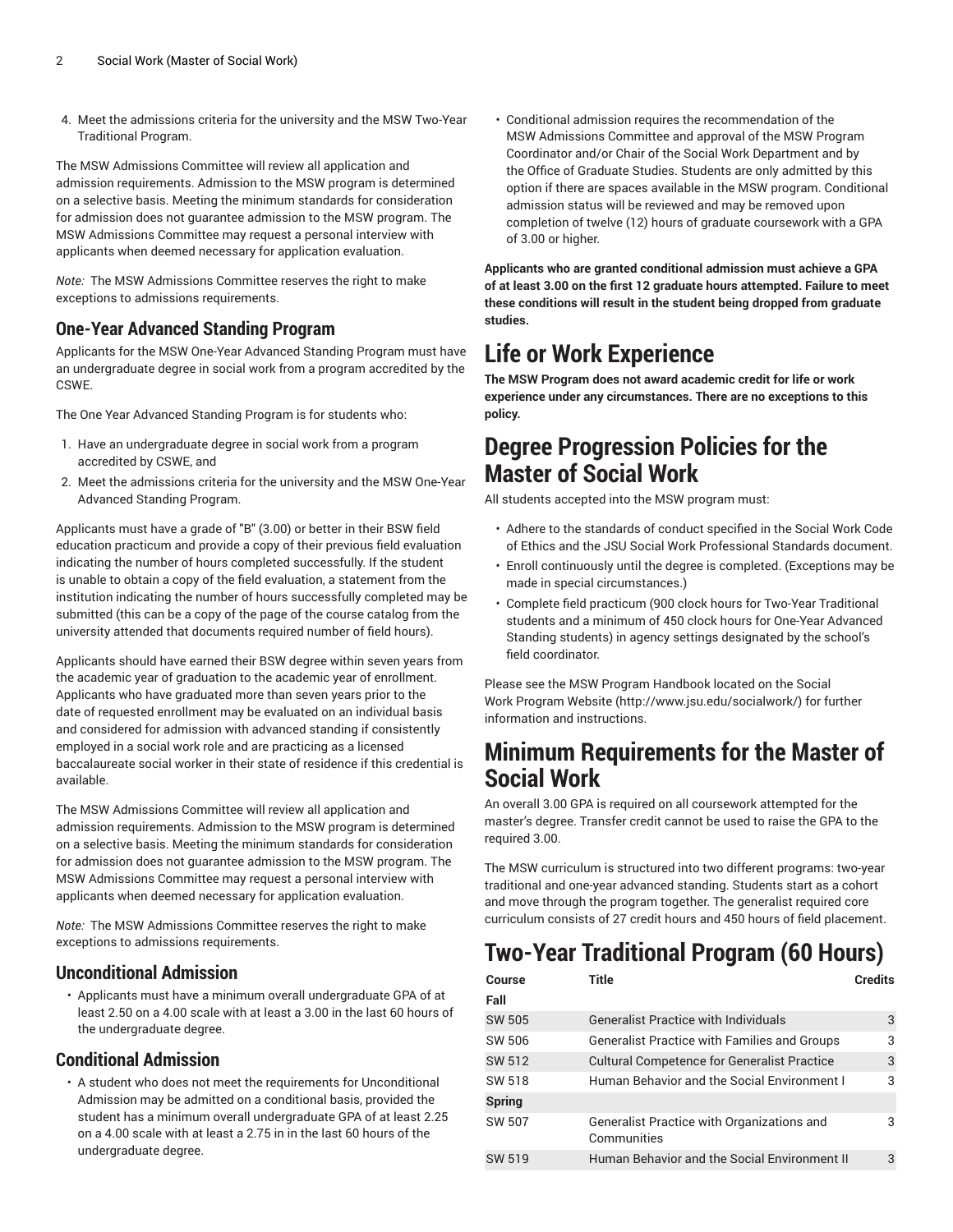4. Meet the admissions criteria for the university and the MSW Two-Year Traditional Program.

The MSW Admissions Committee will review all application and admission requirements. Admission to the MSW program is determined on a selective basis. Meeting the minimum standards for consideration for admission does not guarantee admission to the MSW program. The MSW Admissions Committee may request a personal interview with applicants when deemed necessary for application evaluation.

*Note:* The MSW Admissions Committee reserves the right to make exceptions to admissions requirements.

### One-Year Advanced Standing Program

Applicants for the MSW One-Year Advanced Standing Program must have an undergraduate degree in social work from a program accredited by the CSWE.

The One Year Advanced Standing Program is for students who:

1. Have an undergraduate degree in social work from a program accredited by CSWE, and
2. Meet the admissions criteria for the university and the MSW One-Year Advanced Standing Program.

Applicants must have a grade of "B" (3.00) or better in their BSW field education practicum and provide a copy of their previous field evaluation indicating the number of hours completed successfully. If the student is unable to obtain a copy of the field evaluation, a statement from the institution indicating the number of hours successfully completed may be submitted (this can be a copy of the page of the course catalog from the university attended that documents required number of field hours).

Applicants should have earned their BSW degree within seven years from the academic year of graduation to the academic year of enrollment. Applicants who have graduated more than seven years prior to the date of requested enrollment may be evaluated on an individual basis and considered for admission with advanced standing if consistently employed in a social work role and are practicing as a licensed baccalaureate social worker in their state of residence if this credential is available.

The MSW Admissions Committee will review all application and admission requirements. Admission to the MSW program is determined on a selective basis. Meeting the minimum standards for consideration for admission does not guarantee admission to the MSW program. The MSW Admissions Committee may request a personal interview with applicants when deemed necessary for application evaluation.

*Note:* The MSW Admissions Committee reserves the right to make exceptions to admissions requirements.

### Unconditional Admission

- Applicants must have a minimum overall undergraduate GPA of at least 2.50 on a 4.00 scale with at least a 3.00 in the last 60 hours of the undergraduate degree.

### Conditional Admission

- A student who does not meet the requirements for Unconditional Admission may be admitted on a conditional basis, provided the student has a minimum overall undergraduate GPA of at least 2.25 on a 4.00 scale with at least a 2.75 in in the last 60 hours of the undergraduate degree.
- Conditional admission requires the recommendation of the MSW Admissions Committee and approval of the MSW Program Coordinator and/or Chair of the Social Work Department and by the Office of Graduate Studies. Students are only admitted by this option if there are spaces available in the MSW program. Conditional admission status will be reviewed and may be removed upon completion of twelve (12) hours of graduate coursework with a GPA of 3.00 or higher.

**Applicants who are granted conditional admission must achieve a GPA of at least 3.00 on the first 12 graduate hours attempted. Failure to meet these conditions will result in the student being dropped from graduate studies.**

## Life or Work Experience

**The MSW Program does not award academic credit for life or work experience under any circumstances. There are no exceptions to this policy.**

## Degree Progression Policies for the Master of Social Work

All students accepted into the MSW program must:

- Adhere to the standards of conduct specified in the Social Work Code of Ethics and the JSU Social Work Professional Standards document.
- Enroll continuously until the degree is completed. (Exceptions may be made in special circumstances.)
- Complete field practicum (900 clock hours for Two-Year Traditional students and a minimum of 450 clock hours for One-Year Advanced Standing students) in agency settings designated by the school's field coordinator.

Please see the MSW Program Handbook located on the Social Work Program Website (http://www.jsu.edu/socialwork/) for further information and instructions.

## Minimum Requirements for the Master of Social Work

An overall 3.00 GPA is required on all coursework attempted for the master's degree. Transfer credit cannot be used to raise the GPA to the required 3.00.

The MSW curriculum is structured into two different programs: two-year traditional and one-year advanced standing. Students start as a cohort and move through the program together. The generalist required core curriculum consists of 27 credit hours and 450 hours of field placement.

## Two-Year Traditional Program (60 Hours)

| Course | Title | Credits |
|---|---|---|
| **Fall** | | |
| SW 505 | Generalist Practice with Individuals | 3 |
| SW 506 | Generalist Practice with Families and Groups | 3 |
| SW 512 | Cultural Competence for Generalist Practice | 3 |
| SW 518 | Human Behavior and the Social Environment I | 3 |
| **Spring** | | |
| SW 507 | Generalist Practice with Organizations and Communities | 3 |
| SW 519 | Human Behavior and the Social Environment II | 3 |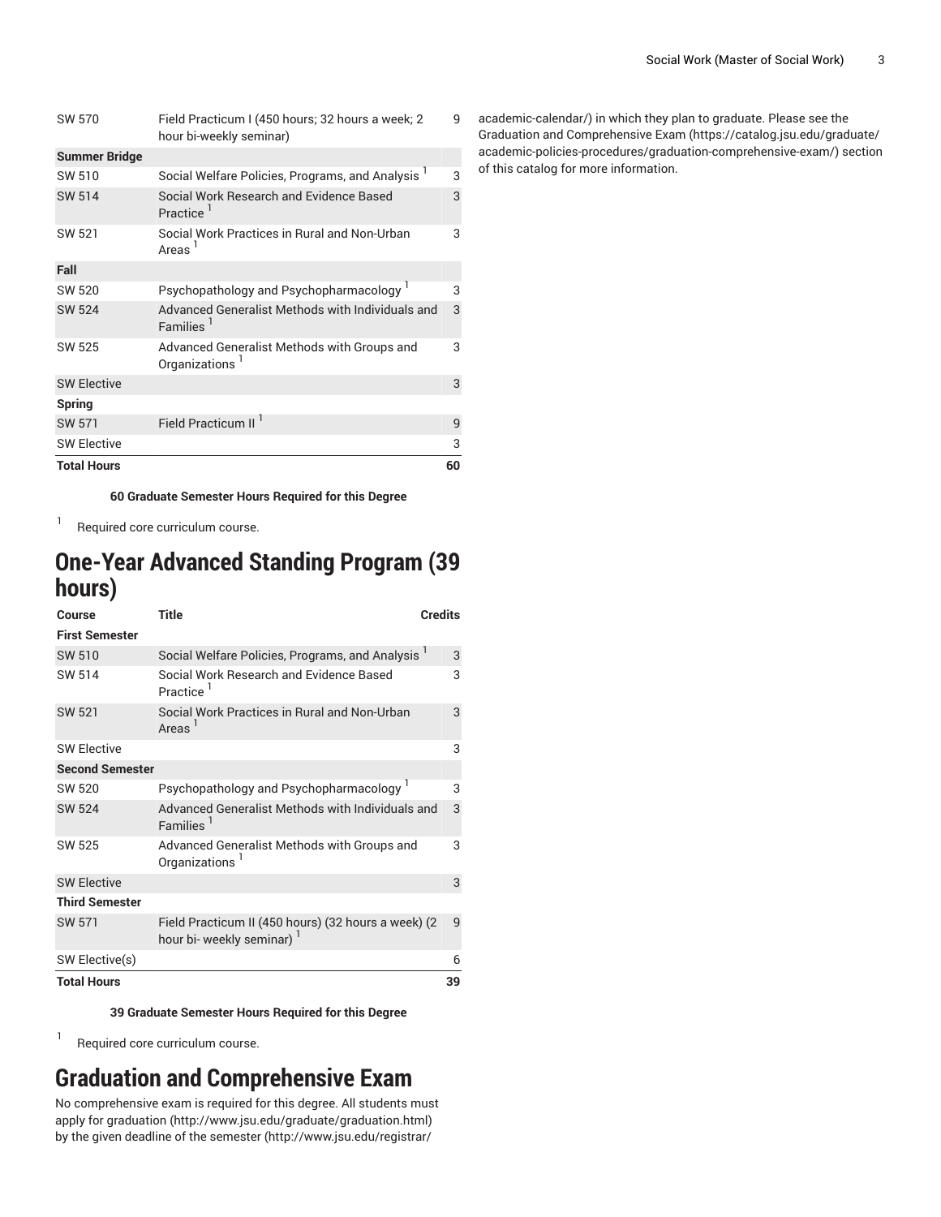| | | |
|---|---|---|
| SW 570 | Field Practicum I (450 hours; 32 hours a week; 2 hour bi-weekly seminar) | 9 |
| **Summer Bridge** | | |
| SW 510 | Social Welfare Policies, Programs, and Analysis [1] | 3 |
| SW 514 | Social Work Research and Evidence Based Practice [1] | 3 |
| SW 521 | Social Work Practices in Rural and Non-Urban Areas [1] | 3 |
| **Fall** | | |
| SW 520 | Psychopathology and Psychopharmacology [1] | 3 |
| SW 524 | Advanced Generalist Methods with Individuals and Families [1] | 3 |
| SW 525 | Advanced Generalist Methods with Groups and Organizations [1] | 3 |
| SW Elective | | 3 |
| **Spring** | | |
| SW 571 | Field Practicum II [1] | 9 |
| SW Elective | | 3 |
| **Total Hours** | | **60** |

**60 Graduate Semester Hours Required for this Degree**

1 Required core curriculum course.

## One-Year Advanced Standing Program (39 hours)

| Course | Title | Credits |
|---|---|---|
| **First Semester** | | |
| SW 510 | Social Welfare Policies, Programs, and Analysis [1] | 3 |
| SW 514 | Social Work Research and Evidence Based Practice [1] | 3 |
| SW 521 | Social Work Practices in Rural and Non-Urban Areas [1] | 3 |
| SW Elective | | 3 |
| **Second Semester** | | |
| SW 520 | Psychopathology and Psychopharmacology [1] | 3 |
| SW 524 | Advanced Generalist Methods with Individuals and Families [1] | 3 |
| SW 525 | Advanced Generalist Methods with Groups and Organizations [1] | 3 |
| SW Elective | | 3 |
| **Third Semester** | | |
| SW 571 | Field Practicum II (450 hours) (32 hours a week) (2 hour bi- weekly seminar) [1] | 9 |
| SW Elective(s) | | 6 |
| **Total Hours** | | **39** |

**39 Graduate Semester Hours Required for this Degree**

1 Required core curriculum course.

## Graduation and Comprehensive Exam

No comprehensive exam is required for this degree. All students must apply for graduation (http://www.jsu.edu/graduate/graduation.html) by the given deadline of the semester (http://www.jsu.edu/registrar/academic-calendar/) in which they plan to graduate. Please see the Graduation and Comprehensive Exam (https://catalog.jsu.edu/graduate/academic-policies-procedures/graduation-comprehensive-exam/) section of this catalog for more information.